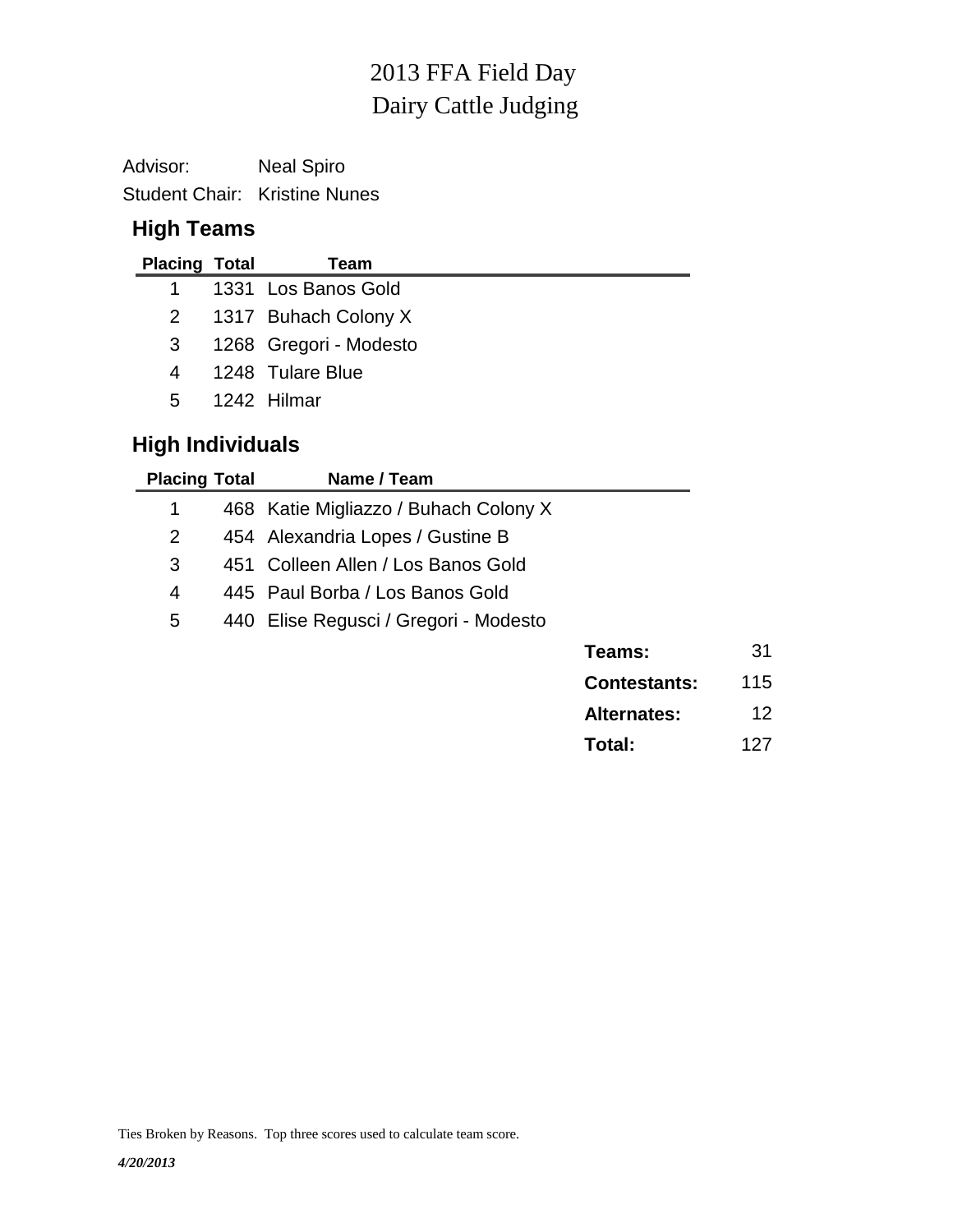# 2013 FFA Field Day
# Dairy Cattle Judging

Advisor: Neal Spiro
Student Chair: Kristine Nunes

## High Teams

| Placing | Total | Team |
|---|---|---|
| 1 | 1331 | Los Banos Gold |
| 2 | 1317 | Buhach Colony X |
| 3 | 1268 | Gregori - Modesto |
| 4 | 1248 | Tulare Blue |
| 5 | 1242 | Hilmar |

## High Individuals

| Placing | Total | Name / Team |
|---|---|---|
| 1 | 468 | Katie Migliazzo / Buhach Colony X |
| 2 | 454 | Alexandria Lopes / Gustine B |
| 3 | 451 | Colleen Allen / Los Banos Gold |
| 4 | 445 | Paul Borba / Los Banos Gold |
| 5 | 440 | Elise Regusci / Gregori - Modesto |

| | |
|---|---|
| **Teams:** | 31 |
| **Contestants:** | 115 |
| **Alternates:** | 12 |
| **Total:** | 127 |

Ties Broken by Reasons. Top three scores used to calculate team score.

***4/20/2013***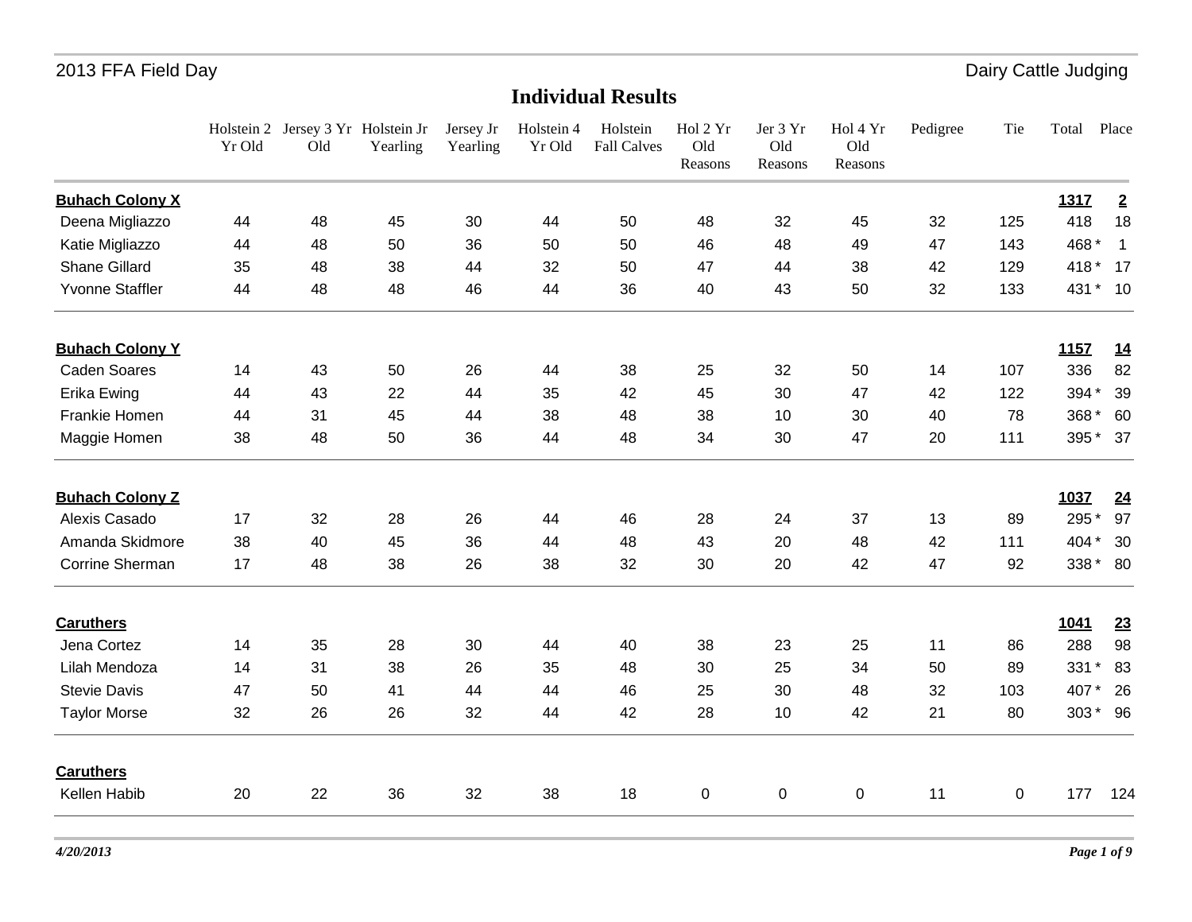## Individual Results

| | Holstein 2 Yr Old | Jersey 3 Yr Old | Holstein Jr Yearling | Jersey Jr Yearling | Holstein 4 Yr Old | Holstein Fall Calves | Hol 2 Yr Old Reasons | Jer 3 Yr Old Reasons | Hol 4 Yr Old Reasons | Pedigree | Tie | Total | Place |
|---|---|---|---|---|---|---|---|---|---|---|---|---|---|
| **Buhach Colony X** | | | | | | | | | | | | **1317** | **2** |
| Deena Migliazzo | 44 | 48 | 45 | 30 | 44 | 50 | 48 | 32 | 45 | 32 | 125 | 418 | 18 |
| Katie Migliazzo | 44 | 48 | 50 | 36 | 50 | 50 | 46 | 48 | 49 | 47 | 143 | 468 * | 1 |
| Shane Gillard | 35 | 48 | 38 | 44 | 32 | 50 | 47 | 44 | 38 | 42 | 129 | 418 * | 17 |
| Yvonne Staffler | 44 | 48 | 48 | 46 | 44 | 36 | 40 | 43 | 50 | 32 | 133 | 431 * | 10 |
| **Buhach Colony Y** | | | | | | | | | | | | **1157** | **14** |
| Caden Soares | 14 | 43 | 50 | 26 | 44 | 38 | 25 | 32 | 50 | 14 | 107 | 336 | 82 |
| Erika Ewing | 44 | 43 | 22 | 44 | 35 | 42 | 45 | 30 | 47 | 42 | 122 | 394 * | 39 |
| Frankie Homen | 44 | 31 | 45 | 44 | 38 | 48 | 38 | 10 | 30 | 40 | 78 | 368 * | 60 |
| Maggie Homen | 38 | 48 | 50 | 36 | 44 | 48 | 34 | 30 | 47 | 20 | 111 | 395 * | 37 |
| **Buhach Colony Z** | | | | | | | | | | | | **1037** | **24** |
| Alexis Casado | 17 | 32 | 28 | 26 | 44 | 46 | 28 | 24 | 37 | 13 | 89 | 295 * | 97 |
| Amanda Skidmore | 38 | 40 | 45 | 36 | 44 | 48 | 43 | 20 | 48 | 42 | 111 | 404 * | 30 |
| Corrine Sherman | 17 | 48 | 38 | 26 | 38 | 32 | 30 | 20 | 42 | 47 | 92 | 338 * | 80 |
| **Caruthers** | | | | | | | | | | | | **1041** | **23** |
| Jena Cortez | 14 | 35 | 28 | 30 | 44 | 40 | 38 | 23 | 25 | 11 | 86 | 288 | 98 |
| Lilah Mendoza | 14 | 31 | 38 | 26 | 35 | 48 | 30 | 25 | 34 | 50 | 89 | 331 * | 83 |
| Stevie Davis | 47 | 50 | 41 | 44 | 44 | 46 | 25 | 30 | 48 | 32 | 103 | 407 * | 26 |
| Taylor Morse | 32 | 26 | 26 | 32 | 44 | 42 | 28 | 10 | 42 | 21 | 80 | 303 * | 96 |
| **Caruthers** | | | | | | | | | | | | | |
| Kellen Habib | 20 | 22 | 36 | 32 | 38 | 18 | 0 | 0 | 0 | 11 | 0 | 177 | 124 |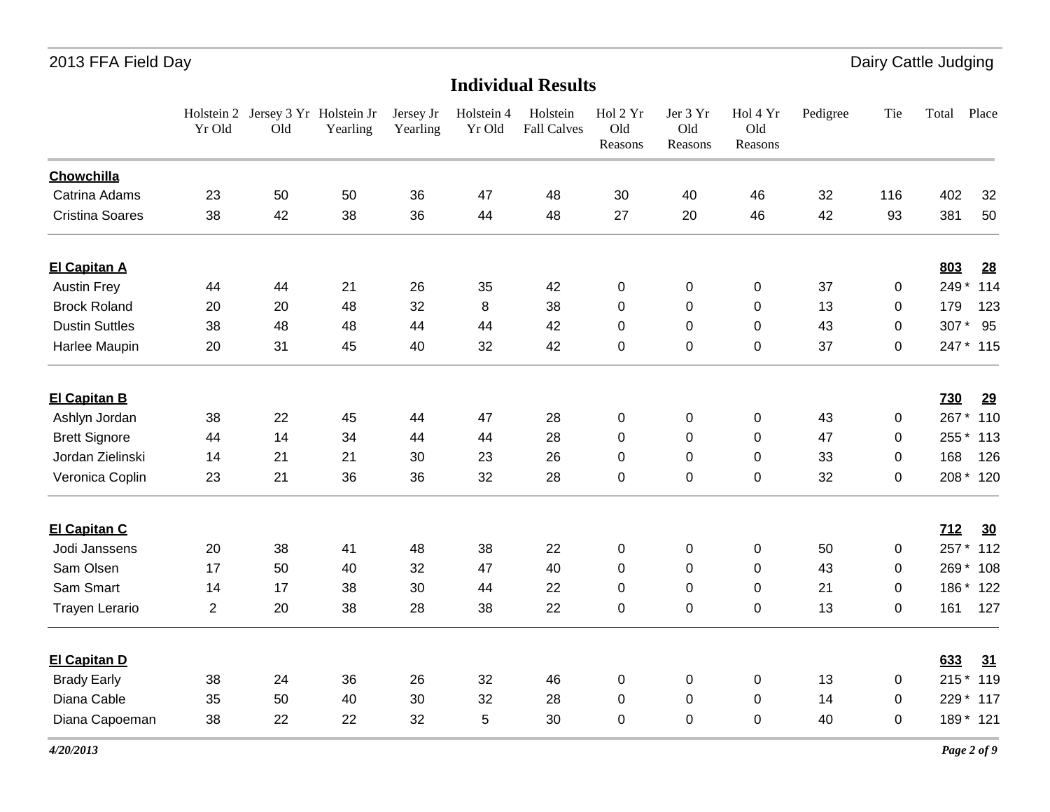## Individual Results

| | Holstein 2 Yr Old | Jersey 3 Yr Old | Holstein Jr Yearling | Jersey Jr Yearling | Holstein 4 Yr Old | Holstein Fall Calves | Hol 2 Yr Old Reasons | Jer 3 Yr Old Reasons | Hol 4 Yr Old Reasons | Pedigree | Tie | Total | Place |
|---|---|---|---|---|---|---|---|---|---|---|---|---|---|
| **Chowchilla** | | | | | | | | | | | | | |
| Catrina Adams | 23 | 50 | 50 | 36 | 47 | 48 | 30 | 40 | 46 | 32 | 116 | 402 | 32 |
| Cristina Soares | 38 | 42 | 38 | 36 | 44 | 48 | 27 | 20 | 46 | 42 | 93 | 381 | 50 |
| **El Capitan A** | | | | | | | | | | | | **803** | **28** |
| Austin Frey | 44 | 44 | 21 | 26 | 35 | 42 | 0 | 0 | 0 | 37 | 0 | 249 * | 114 |
| Brock Roland | 20 | 20 | 48 | 32 | 8 | 38 | 0 | 0 | 0 | 13 | 0 | 179 | 123 |
| Dustin Suttles | 38 | 48 | 48 | 44 | 44 | 42 | 0 | 0 | 0 | 43 | 0 | 307 * | 95 |
| Harlee Maupin | 20 | 31 | 45 | 40 | 32 | 42 | 0 | 0 | 0 | 37 | 0 | 247 * | 115 |
| **El Capitan B** | | | | | | | | | | | | **730** | **29** |
| Ashlyn Jordan | 38 | 22 | 45 | 44 | 47 | 28 | 0 | 0 | 0 | 43 | 0 | 267 * | 110 |
| Brett Signore | 44 | 14 | 34 | 44 | 44 | 28 | 0 | 0 | 0 | 47 | 0 | 255 * | 113 |
| Jordan Zielinski | 14 | 21 | 21 | 30 | 23 | 26 | 0 | 0 | 0 | 33 | 0 | 168 | 126 |
| Veronica Coplin | 23 | 21 | 36 | 36 | 32 | 28 | 0 | 0 | 0 | 32 | 0 | 208 * | 120 |
| **El Capitan C** | | | | | | | | | | | | **712** | **30** |
| Jodi Janssens | 20 | 38 | 41 | 48 | 38 | 22 | 0 | 0 | 0 | 50 | 0 | 257 * | 112 |
| Sam Olsen | 17 | 50 | 40 | 32 | 47 | 40 | 0 | 0 | 0 | 43 | 0 | 269 * | 108 |
| Sam Smart | 14 | 17 | 38 | 30 | 44 | 22 | 0 | 0 | 0 | 21 | 0 | 186 * | 122 |
| Trayen Lerario | 2 | 20 | 38 | 28 | 38 | 22 | 0 | 0 | 0 | 13 | 0 | 161 | 127 |
| **El Capitan D** | | | | | | | | | | | | **633** | **31** |
| Brady Early | 38 | 24 | 36 | 26 | 32 | 46 | 0 | 0 | 0 | 13 | 0 | 215 * | 119 |
| Diana Cable | 35 | 50 | 40 | 30 | 32 | 28 | 0 | 0 | 0 | 14 | 0 | 229 * | 117 |
| Diana Capoeman | 38 | 22 | 22 | 32 | 5 | 30 | 0 | 0 | 0 | 40 | 0 | 189 * | 121 |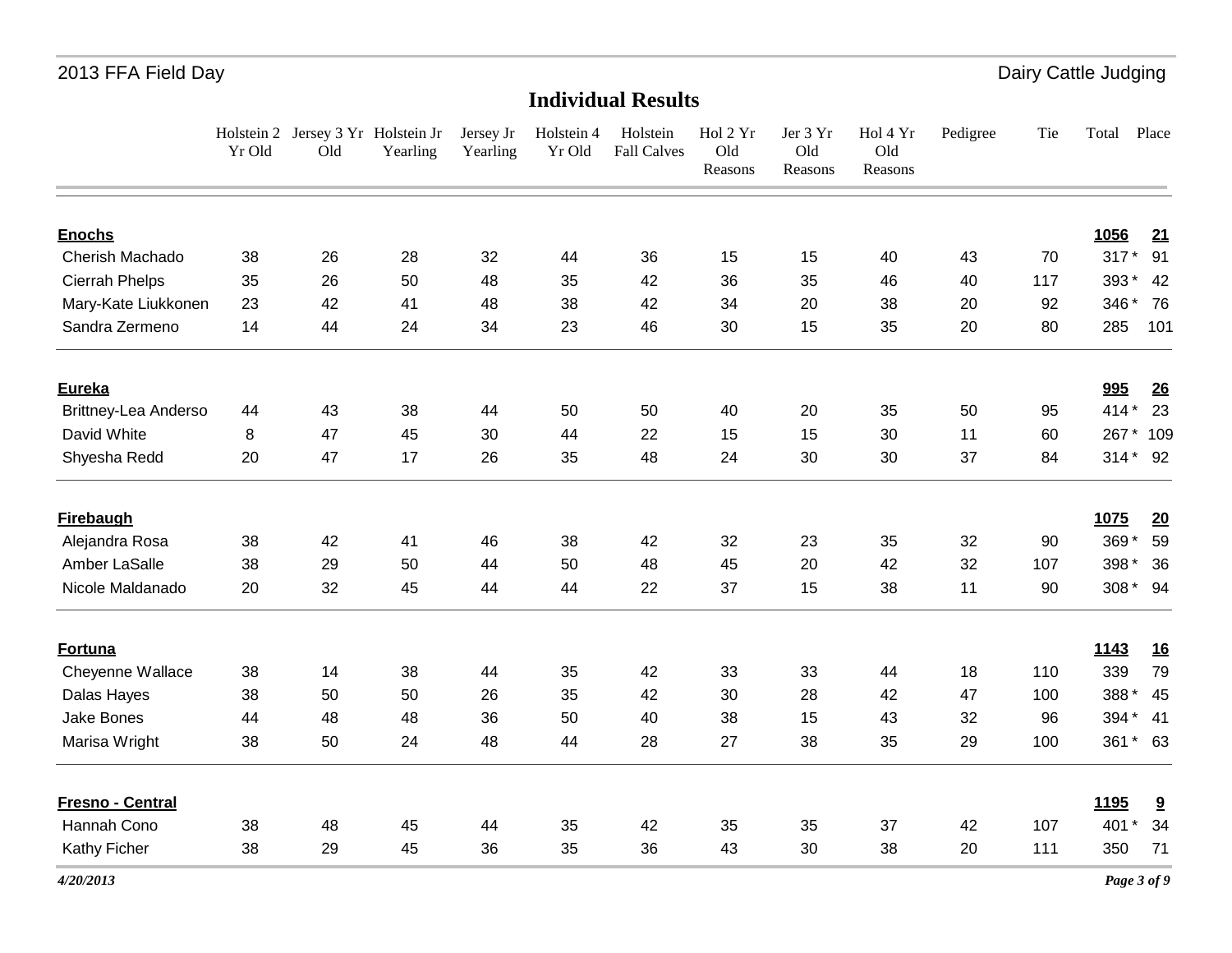## Individual Results

| | Holstein 2 Yr Old | Jersey 3 Yr Old | Holstein Jr Yearling | Jersey Jr Yearling | Holstein 4 Yr Old | Holstein Fall Calves | Hol 2 Yr Old Reasons | Jer 3 Yr Old Reasons | Hol 4 Yr Old Reasons | Pedigree | Tie | Total | Place |
|---|---|---|---|---|---|---|---|---|---|---|---|---|---|
| **Enochs** | | | | | | | | | | | | **1056** | **21** |
| Cherish Machado | 38 | 26 | 28 | 32 | 44 | 36 | 15 | 15 | 40 | 43 | 70 | 317 * | 91 |
| Cierrah Phelps | 35 | 26 | 50 | 48 | 35 | 42 | 36 | 35 | 46 | 40 | 117 | 393 * | 42 |
| Mary-Kate Liukkonen | 23 | 42 | 41 | 48 | 38 | 42 | 34 | 20 | 38 | 20 | 92 | 346 * | 76 |
| Sandra Zermeno | 14 | 44 | 24 | 34 | 23 | 46 | 30 | 15 | 35 | 20 | 80 | 285 | 101 |
| **Eureka** | | | | | | | | | | | | **995** | **26** |
| Brittney-Lea Anderso | 44 | 43 | 38 | 44 | 50 | 50 | 40 | 20 | 35 | 50 | 95 | 414 * | 23 |
| David White | 8 | 47 | 45 | 30 | 44 | 22 | 15 | 15 | 30 | 11 | 60 | 267 * | 109 |
| Shyesha Redd | 20 | 47 | 17 | 26 | 35 | 48 | 24 | 30 | 30 | 37 | 84 | 314 * | 92 |
| **Firebaugh** | | | | | | | | | | | | **1075** | **20** |
| Alejandra Rosa | 38 | 42 | 41 | 46 | 38 | 42 | 32 | 23 | 35 | 32 | 90 | 369 * | 59 |
| Amber LaSalle | 38 | 29 | 50 | 44 | 50 | 48 | 45 | 20 | 42 | 32 | 107 | 398 * | 36 |
| Nicole Maldanado | 20 | 32 | 45 | 44 | 44 | 22 | 37 | 15 | 38 | 11 | 90 | 308 * | 94 |
| **Fortuna** | | | | | | | | | | | | **1143** | **16** |
| Cheyenne Wallace | 38 | 14 | 38 | 44 | 35 | 42 | 33 | 33 | 44 | 18 | 110 | 339 | 79 |
| Dalas Hayes | 38 | 50 | 50 | 26 | 35 | 42 | 30 | 28 | 42 | 47 | 100 | 388 * | 45 |
| Jake Bones | 44 | 48 | 48 | 36 | 50 | 40 | 38 | 15 | 43 | 32 | 96 | 394 * | 41 |
| Marisa Wright | 38 | 50 | 24 | 48 | 44 | 28 | 27 | 38 | 35 | 29 | 100 | 361 * | 63 |
| **Fresno - Central** | | | | | | | | | | | | **1195** | **9** |
| Hannah Cono | 38 | 48 | 45 | 44 | 35 | 42 | 35 | 35 | 37 | 42 | 107 | 401 * | 34 |
| Kathy Ficher | 38 | 29 | 45 | 36 | 35 | 36 | 43 | 30 | 38 | 20 | 111 | 350 | 71 |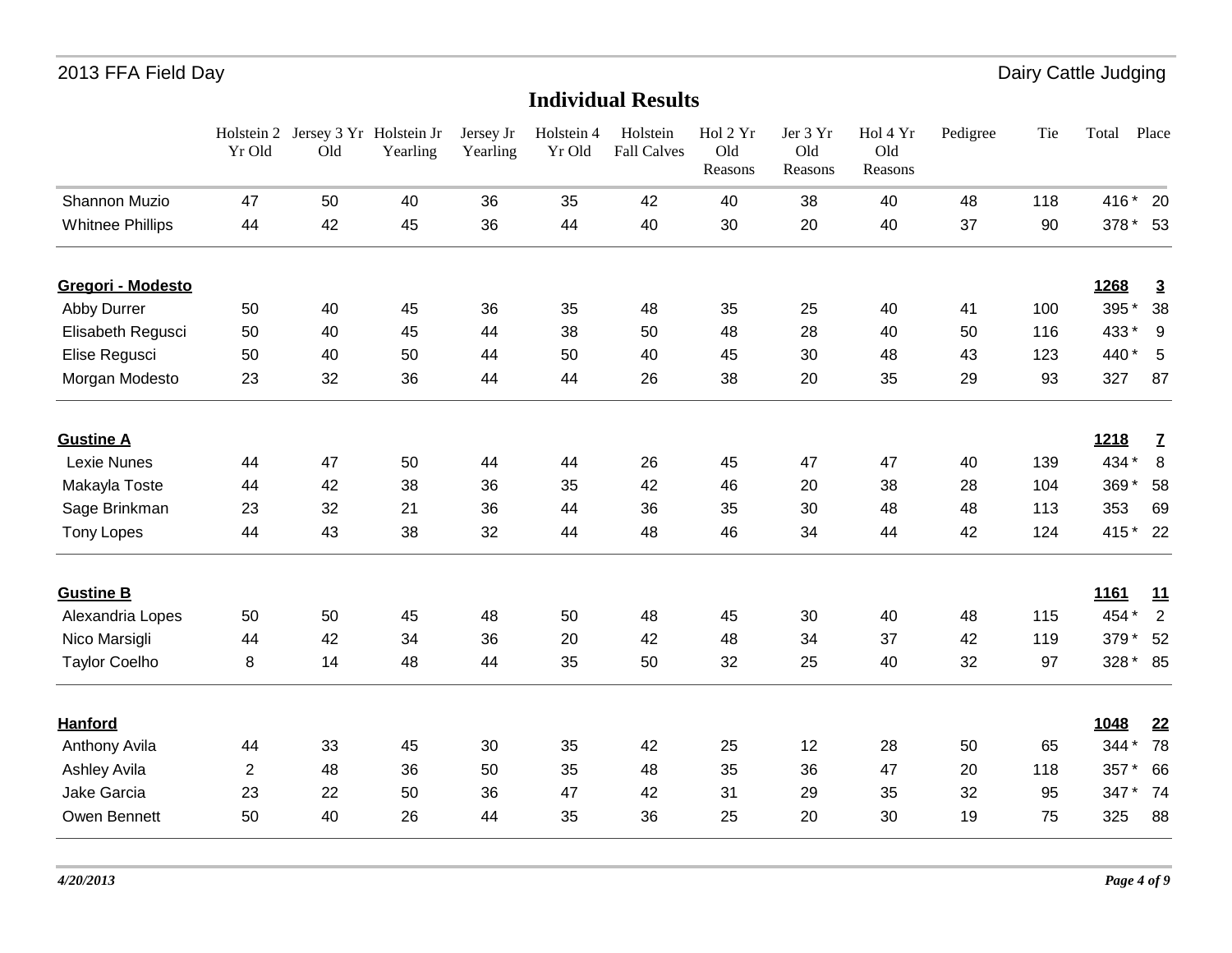# Individual Results

| | Holstein 2 Yr Old | Jersey 3 Yr Old | Holstein Jr Yearling | Jersey Jr Yearling | Holstein 4 Yr Old | Holstein Fall Calves | Hol 2 Yr Old Reasons | Jer 3 Yr Old Reasons | Hol 4 Yr Old Reasons | Pedigree | Tie | Total | Place |
|---|---|---|---|---|---|---|---|---|---|---|---|---|---|
| Shannon Muzio | 47 | 50 | 40 | 36 | 35 | 42 | 40 | 38 | 40 | 48 | 118 | 416 * | 20 |
| Whitnee Phillips | 44 | 42 | 45 | 36 | 44 | 40 | 30 | 20 | 40 | 37 | 90 | 378 * | 53 |
| **Gregori - Modesto** | | | | | | | | | | | | **1268** | **3** |
| Abby Durrer | 50 | 40 | 45 | 36 | 35 | 48 | 35 | 25 | 40 | 41 | 100 | 395 * | 38 |
| Elisabeth Regusci | 50 | 40 | 45 | 44 | 38 | 50 | 48 | 28 | 40 | 50 | 116 | 433 * | 9 |
| Elise Regusci | 50 | 40 | 50 | 44 | 50 | 40 | 45 | 30 | 48 | 43 | 123 | 440 * | 5 |
| Morgan Modesto | 23 | 32 | 36 | 44 | 44 | 26 | 38 | 20 | 35 | 29 | 93 | 327 | 87 |
| **Gustine A** | | | | | | | | | | | | **1218** | **7** |
| Lexie Nunes | 44 | 47 | 50 | 44 | 44 | 26 | 45 | 47 | 47 | 40 | 139 | 434 * | 8 |
| Makayla Toste | 44 | 42 | 38 | 36 | 35 | 42 | 46 | 20 | 38 | 28 | 104 | 369 * | 58 |
| Sage Brinkman | 23 | 32 | 21 | 36 | 44 | 36 | 35 | 30 | 48 | 48 | 113 | 353 | 69 |
| Tony Lopes | 44 | 43 | 38 | 32 | 44 | 48 | 46 | 34 | 44 | 42 | 124 | 415 * | 22 |
| **Gustine B** | | | | | | | | | | | | **1161** | **11** |
| Alexandria Lopes | 50 | 50 | 45 | 48 | 50 | 48 | 45 | 30 | 40 | 48 | 115 | 454 * | 2 |
| Nico Marsigli | 44 | 42 | 34 | 36 | 20 | 42 | 48 | 34 | 37 | 42 | 119 | 379 * | 52 |
| Taylor Coelho | 8 | 14 | 48 | 44 | 35 | 50 | 32 | 25 | 40 | 32 | 97 | 328 * | 85 |
| **Hanford** | | | | | | | | | | | | **1048** | **22** |
| Anthony Avila | 44 | 33 | 45 | 30 | 35 | 42 | 25 | 12 | 28 | 50 | 65 | 344 * | 78 |
| Ashley Avila | 2 | 48 | 36 | 50 | 35 | 48 | 35 | 36 | 47 | 20 | 118 | 357 * | 66 |
| Jake Garcia | 23 | 22 | 50 | 36 | 47 | 42 | 31 | 29 | 35 | 32 | 95 | 347 * | 74 |
| Owen Bennett | 50 | 40 | 26 | 44 | 35 | 36 | 25 | 20 | 30 | 19 | 75 | 325 | 88 |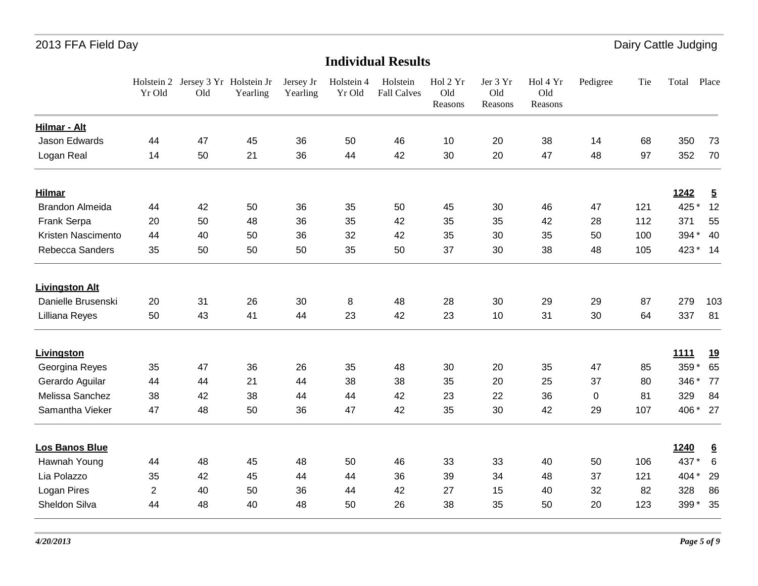2013 FFA Field Day — Dairy Cattle Judging

## Individual Results

| | Holstein 2 Yr Old | Jersey 3 Yr Old | Holstein Jr Yearling | Jersey Jr Yearling | Holstein 4 Yr Old | Holstein Fall Calves | Hol 2 Yr Old Reasons | Jer 3 Yr Old Reasons | Hol 4 Yr Old Reasons | Pedigree | Tie | Total | Place |
|---|---|---|---|---|---|---|---|---|---|---|---|---|---|
| **Hilmar - Alt** | | | | | | | | | | | | | |
| Jason Edwards | 44 | 47 | 45 | 36 | 50 | 46 | 10 | 20 | 38 | 14 | 68 | 350 | 73 |
| Logan Real | 14 | 50 | 21 | 36 | 44 | 42 | 30 | 20 | 47 | 48 | 97 | 352 | 70 |
| **Hilmar** | | | | | | | | | | | | **1242** | **5** |
| Brandon Almeida | 44 | 42 | 50 | 36 | 35 | 50 | 45 | 30 | 46 | 47 | 121 | 425 * | 12 |
| Frank Serpa | 20 | 50 | 48 | 36 | 35 | 42 | 35 | 35 | 42 | 28 | 112 | 371 | 55 |
| Kristen Nascimento | 44 | 40 | 50 | 36 | 32 | 42 | 35 | 30 | 35 | 50 | 100 | 394 * | 40 |
| Rebecca Sanders | 35 | 50 | 50 | 50 | 35 | 50 | 37 | 30 | 38 | 48 | 105 | 423 * | 14 |
| **Livingston Alt** | | | | | | | | | | | | | |
| Danielle Brusenski | 20 | 31 | 26 | 30 | 8 | 48 | 28 | 30 | 29 | 29 | 87 | 279 | 103 |
| Lilliana Reyes | 50 | 43 | 41 | 44 | 23 | 42 | 23 | 10 | 31 | 30 | 64 | 337 | 81 |
| **Livingston** | | | | | | | | | | | | **1111** | **19** |
| Georgina Reyes | 35 | 47 | 36 | 26 | 35 | 48 | 30 | 20 | 35 | 47 | 85 | 359 * | 65 |
| Gerardo Aguilar | 44 | 44 | 21 | 44 | 38 | 38 | 35 | 20 | 25 | 37 | 80 | 346 * | 77 |
| Melissa Sanchez | 38 | 42 | 38 | 44 | 44 | 42 | 23 | 22 | 36 | 0 | 81 | 329 | 84 |
| Samantha Vieker | 47 | 48 | 50 | 36 | 47 | 42 | 35 | 30 | 42 | 29 | 107 | 406 * | 27 |
| **Los Banos Blue** | | | | | | | | | | | | **1240** | **6** |
| Hawnah Young | 44 | 48 | 45 | 48 | 50 | 46 | 33 | 33 | 40 | 50 | 106 | 437 * | 6 |
| Lia Polazzo | 35 | 42 | 45 | 44 | 44 | 36 | 39 | 34 | 48 | 37 | 121 | 404 * | 29 |
| Logan Pires | 2 | 40 | 50 | 36 | 44 | 42 | 27 | 15 | 40 | 32 | 82 | 328 | 86 |
| Sheldon Silva | 44 | 48 | 40 | 48 | 50 | 26 | 38 | 35 | 50 | 20 | 123 | 399 * | 35 |

*4/20/2013*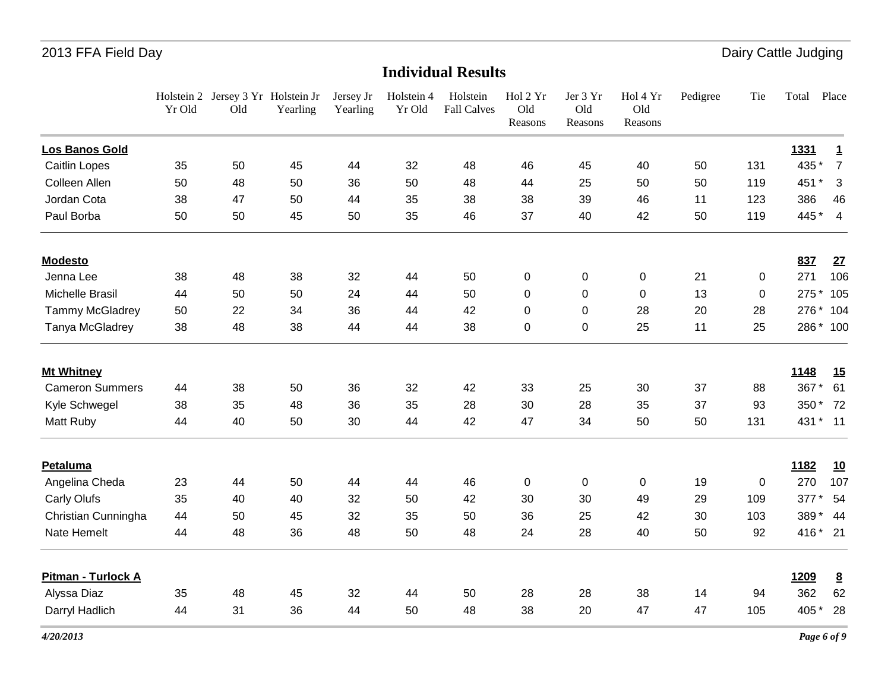# Individual Results

| | Holstein 2 Yr Old | Jersey 3 Yr Old | Holstein Jr Yearling | Jersey Jr Yearling | Holstein 4 Yr Old | Holstein Fall Calves | Hol 2 Yr Old Reasons | Jer 3 Yr Old Reasons | Hol 4 Yr Old Reasons | Pedigree | Tie | Total | Place |
|---|---|---|---|---|---|---|---|---|---|---|---|---|---|
| **Los Banos Gold** | | | | | | | | | | | | **1331** | **1** |
| Caitlin Lopes | 35 | 50 | 45 | 44 | 32 | 48 | 46 | 45 | 40 | 50 | 131 | 435 * | 7 |
| Colleen Allen | 50 | 48 | 50 | 36 | 50 | 48 | 44 | 25 | 50 | 50 | 119 | 451 * | 3 |
| Jordan Cota | 38 | 47 | 50 | 44 | 35 | 38 | 38 | 39 | 46 | 11 | 123 | 386 | 46 |
| Paul Borba | 50 | 50 | 45 | 50 | 35 | 46 | 37 | 40 | 42 | 50 | 119 | 445 * | 4 |
| **Modesto** | | | | | | | | | | | | **837** | **27** |
| Jenna Lee | 38 | 48 | 38 | 32 | 44 | 50 | 0 | 0 | 0 | 21 | 0 | 271 | 106 |
| Michelle Brasil | 44 | 50 | 50 | 24 | 44 | 50 | 0 | 0 | 0 | 13 | 0 | 275 * | 105 |
| Tammy McGladrey | 50 | 22 | 34 | 36 | 44 | 42 | 0 | 0 | 28 | 20 | 28 | 276 * | 104 |
| Tanya McGladrey | 38 | 48 | 38 | 44 | 44 | 38 | 0 | 0 | 25 | 11 | 25 | 286 * | 100 |
| **Mt Whitney** | | | | | | | | | | | | **1148** | **15** |
| Cameron Summers | 44 | 38 | 50 | 36 | 32 | 42 | 33 | 25 | 30 | 37 | 88 | 367 * | 61 |
| Kyle Schwegel | 38 | 35 | 48 | 36 | 35 | 28 | 30 | 28 | 35 | 37 | 93 | 350 * | 72 |
| Matt Ruby | 44 | 40 | 50 | 30 | 44 | 42 | 47 | 34 | 50 | 50 | 131 | 431 * | 11 |
| **Petaluma** | | | | | | | | | | | | **1182** | **10** |
| Angelina Cheda | 23 | 44 | 50 | 44 | 44 | 46 | 0 | 0 | 0 | 19 | 0 | 270 | 107 |
| Carly Olufs | 35 | 40 | 40 | 32 | 50 | 42 | 30 | 30 | 49 | 29 | 109 | 377 * | 54 |
| Christian Cunningha | 44 | 50 | 45 | 32 | 35 | 50 | 36 | 25 | 42 | 30 | 103 | 389 * | 44 |
| Nate Hemelt | 44 | 48 | 36 | 48 | 50 | 48 | 24 | 28 | 40 | 50 | 92 | 416 * | 21 |
| **Pitman - Turlock A** | | | | | | | | | | | | **1209** | **8** |
| Alyssa Diaz | 35 | 48 | 45 | 32 | 44 | 50 | 28 | 28 | 38 | 14 | 94 | 362 | 62 |
| Darryl Hadlich | 44 | 31 | 36 | 44 | 50 | 48 | 38 | 20 | 47 | 47 | 105 | 405 * | 28 |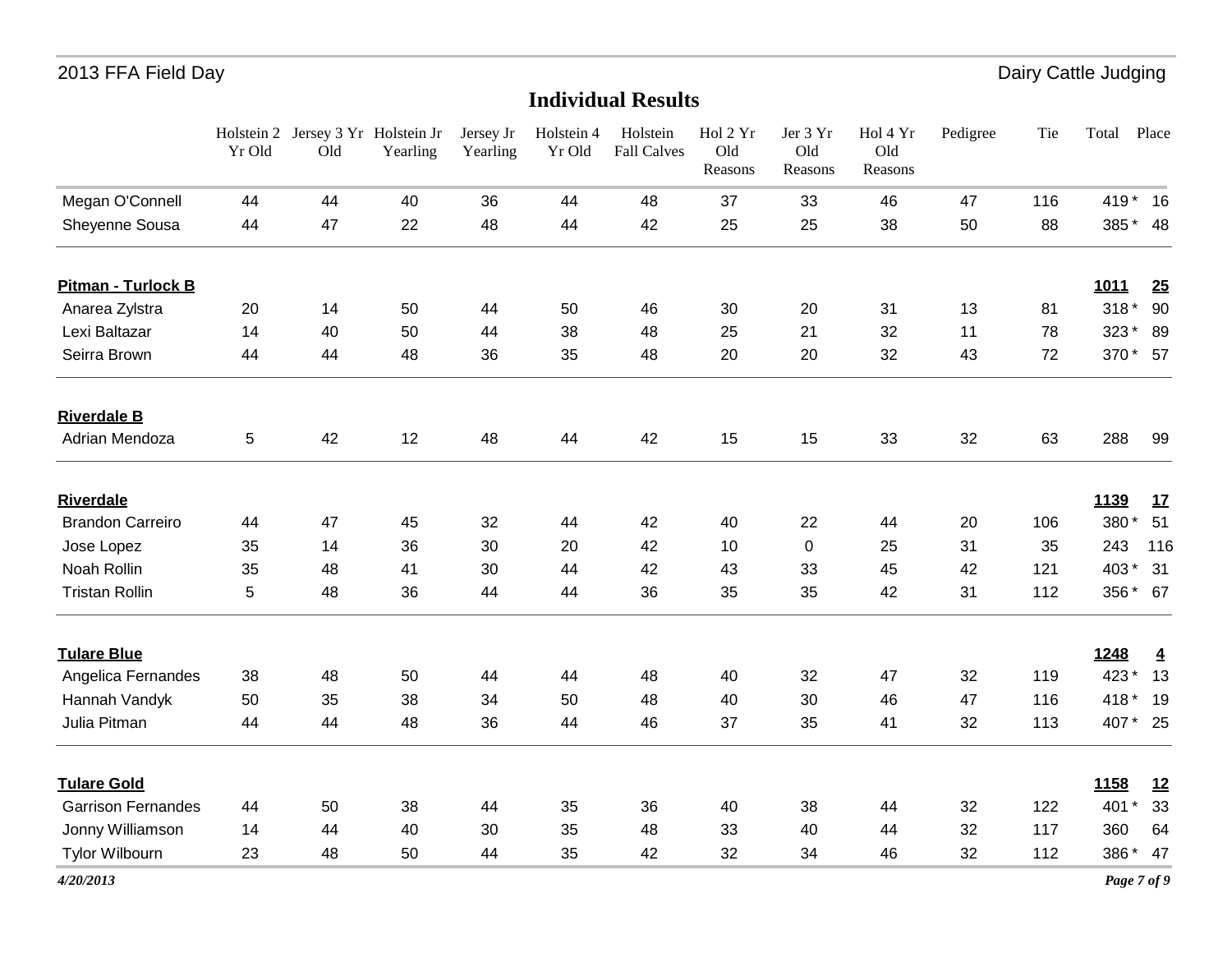## Individual Results

| | Holstein 2 Yr Old | Jersey 3 Yr Old | Holstein Jr Yearling | Jersey Jr Yearling | Holstein 4 Yr Old | Holstein Fall Calves | Hol 2 Yr Old Reasons | Jer 3 Yr Old Reasons | Hol 4 Yr Old Reasons | Pedigree | Tie | Total | Place |
|---|---|---|---|---|---|---|---|---|---|---|---|---|---|
| Megan O'Connell | 44 | 44 | 40 | 36 | 44 | 48 | 37 | 33 | 46 | 47 | 116 | 419 * | 16 |
| Sheyenne Sousa | 44 | 47 | 22 | 48 | 44 | 42 | 25 | 25 | 38 | 50 | 88 | 385 * | 48 |
| **Pitman - Turlock B** | | | | | | | | | | | | **1011** | **25** |
| Anarea Zylstra | 20 | 14 | 50 | 44 | 50 | 46 | 30 | 20 | 31 | 13 | 81 | 318 * | 90 |
| Lexi Baltazar | 14 | 40 | 50 | 44 | 38 | 48 | 25 | 21 | 32 | 11 | 78 | 323 * | 89 |
| Seirra Brown | 44 | 44 | 48 | 36 | 35 | 48 | 20 | 20 | 32 | 43 | 72 | 370 * | 57 |
| **Riverdale B** | | | | | | | | | | | | | |
| Adrian Mendoza | 5 | 42 | 12 | 48 | 44 | 42 | 15 | 15 | 33 | 32 | 63 | 288 | 99 |
| **Riverdale** | | | | | | | | | | | | **1139** | **17** |
| Brandon Carreiro | 44 | 47 | 45 | 32 | 44 | 42 | 40 | 22 | 44 | 20 | 106 | 380 * | 51 |
| Jose Lopez | 35 | 14 | 36 | 30 | 20 | 42 | 10 | 0 | 25 | 31 | 35 | 243 | 116 |
| Noah Rollin | 35 | 48 | 41 | 30 | 44 | 42 | 43 | 33 | 45 | 42 | 121 | 403 * | 31 |
| Tristan Rollin | 5 | 48 | 36 | 44 | 44 | 36 | 35 | 35 | 42 | 31 | 112 | 356 * | 67 |
| **Tulare Blue** | | | | | | | | | | | | **1248** | **4** |
| Angelica Fernandes | 38 | 48 | 50 | 44 | 44 | 48 | 40 | 32 | 47 | 32 | 119 | 423 * | 13 |
| Hannah Vandyk | 50 | 35 | 38 | 34 | 50 | 48 | 40 | 30 | 46 | 47 | 116 | 418 * | 19 |
| Julia Pitman | 44 | 44 | 48 | 36 | 44 | 46 | 37 | 35 | 41 | 32 | 113 | 407 * | 25 |
| **Tulare Gold** | | | | | | | | | | | | **1158** | **12** |
| Garrison Fernandes | 44 | 50 | 38 | 44 | 35 | 36 | 40 | 38 | 44 | 32 | 122 | 401 * | 33 |
| Jonny Williamson | 14 | 44 | 40 | 30 | 35 | 48 | 33 | 40 | 44 | 32 | 117 | 360 | 64 |
| Tylor Wilbourn | 23 | 48 | 50 | 44 | 35 | 42 | 32 | 34 | 46 | 32 | 112 | 386 * | 47 |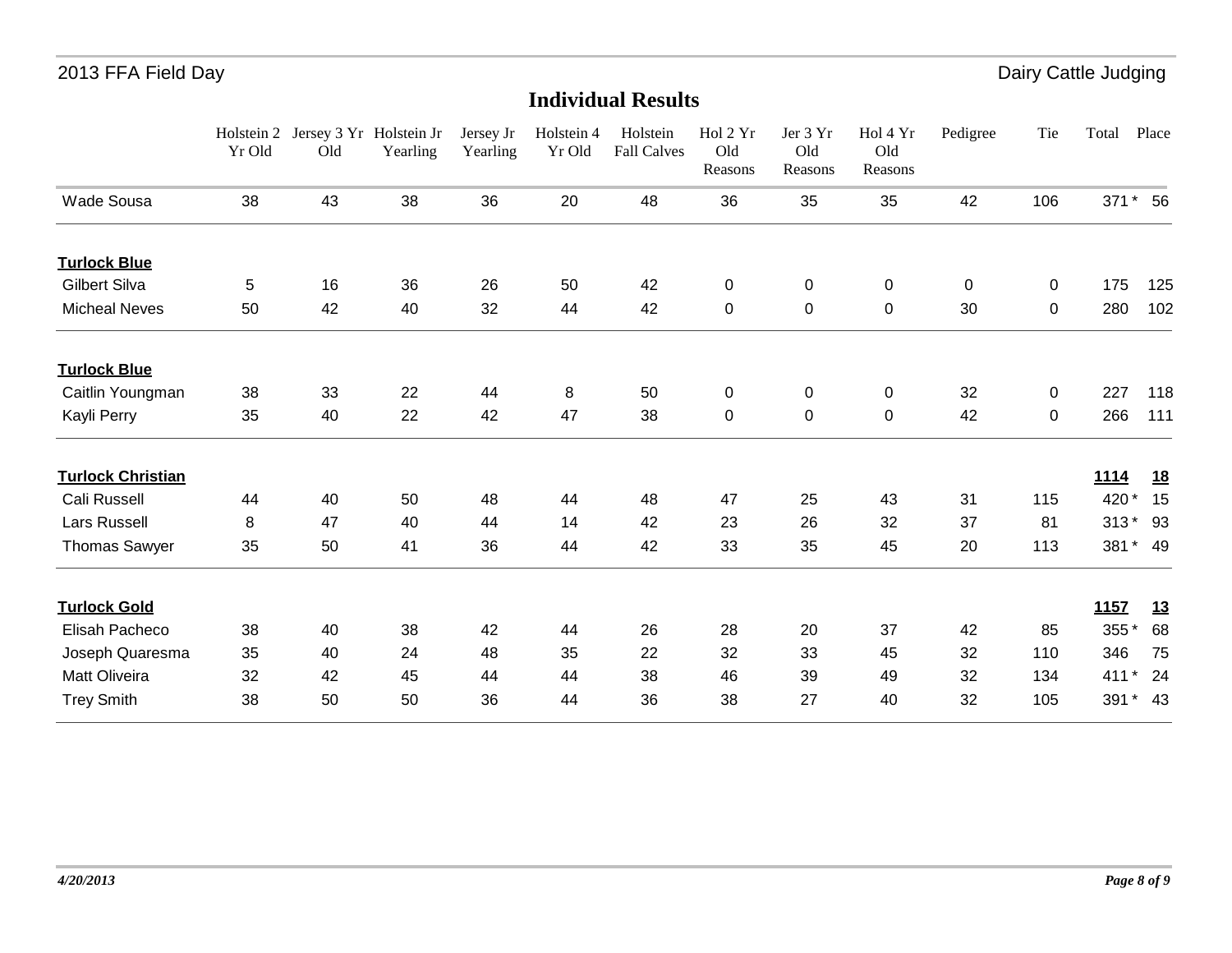## Individual Results

| | Holstein 2 Yr Old | Jersey 3 Yr Old | Holstein Jr Yearling | Jersey Jr Yearling | Holstein 4 Yr Old | Holstein Fall Calves | Hol 2 Yr Old Reasons | Jer 3 Yr Old Reasons | Hol 4 Yr Old Reasons | Pedigree | Tie | Total | Place |
|---|---|---|---|---|---|---|---|---|---|---|---|---|---|
| Wade Sousa | 38 | 43 | 38 | 36 | 20 | 48 | 36 | 35 | 35 | 42 | 106 | 371 * | 56 |
| **Turlock Blue** | | | | | | | | | | | | | |
| Gilbert Silva | 5 | 16 | 36 | 26 | 50 | 42 | 0 | 0 | 0 | 0 | 0 | 175 | 125 |
| Micheal Neves | 50 | 42 | 40 | 32 | 44 | 42 | 0 | 0 | 0 | 30 | 0 | 280 | 102 |
| **Turlock Blue** | | | | | | | | | | | | | |
| Caitlin Youngman | 38 | 33 | 22 | 44 | 8 | 50 | 0 | 0 | 0 | 32 | 0 | 227 | 118 |
| Kayli Perry | 35 | 40 | 22 | 42 | 47 | 38 | 0 | 0 | 0 | 42 | 0 | 266 | 111 |
| **Turlock Christian** | | | | | | | | | | | | **1114** | **18** |
| Cali Russell | 44 | 40 | 50 | 48 | 44 | 48 | 47 | 25 | 43 | 31 | 115 | 420 * | 15 |
| Lars Russell | 8 | 47 | 40 | 44 | 14 | 42 | 23 | 26 | 32 | 37 | 81 | 313 * | 93 |
| Thomas Sawyer | 35 | 50 | 41 | 36 | 44 | 42 | 33 | 35 | 45 | 20 | 113 | 381 * | 49 |
| **Turlock Gold** | | | | | | | | | | | | **1157** | **13** |
| Elisah Pacheco | 38 | 40 | 38 | 42 | 44 | 26 | 28 | 20 | 37 | 42 | 85 | 355 * | 68 |
| Joseph Quaresma | 35 | 40 | 24 | 48 | 35 | 22 | 32 | 33 | 45 | 32 | 110 | 346 | 75 |
| Matt Oliveira | 32 | 42 | 45 | 44 | 44 | 38 | 46 | 39 | 49 | 32 | 134 | 411 * | 24 |
| Trey Smith | 38 | 50 | 50 | 36 | 44 | 36 | 38 | 27 | 40 | 32 | 105 | 391 * | 43 |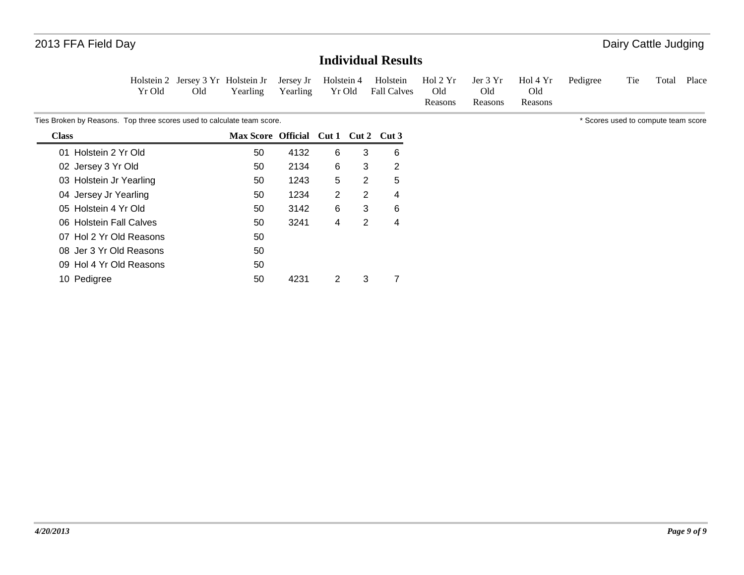# Individual Results

| Holstein 2 Yr Old | Jersey 3 Yr Old | Holstein Jr Yearling | Jersey Jr Yearling | Holstein 4 Yr Old | Holstein Fall Calves | Hol 2 Yr Old Reasons | Jer 3 Yr Old Reasons | Hol 4 Yr Old Reasons | Pedigree | Tie | Total | Place |
|---|---|---|---|---|---|---|---|---|---|---|---|---|

Ties Broken by Reasons. Top three scores used to calculate team score.

\* Scores used to compute team score

| Class | Max Score | Official | Cut 1 | Cut 2 | Cut 3 |
|---|---|---|---|---|---|
| 01 Holstein 2 Yr Old | 50 | 4132 | 6 | 3 | 6 |
| 02 Jersey 3 Yr Old | 50 | 2134 | 6 | 3 | 2 |
| 03 Holstein Jr Yearling | 50 | 1243 | 5 | 2 | 5 |
| 04 Jersey Jr Yearling | 50 | 1234 | 2 | 2 | 4 |
| 05 Holstein 4 Yr Old | 50 | 3142 | 6 | 3 | 6 |
| 06 Holstein Fall Calves | 50 | 3241 | 4 | 2 | 4 |
| 07 Hol 2 Yr Old Reasons | 50 | | | | |
| 08 Jer 3 Yr Old Reasons | 50 | | | | |
| 09 Hol 4 Yr Old Reasons | 50 | | | | |
| 10 Pedigree | 50 | 4231 | 2 | 3 | 7 |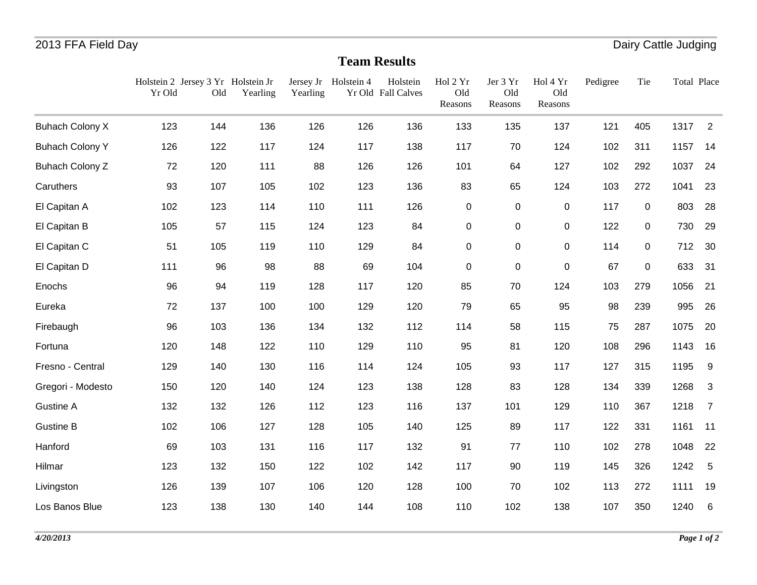2013 FFA Field Day — Dairy Cattle Judging

## Team Results

| | Holstein 2 Yr Old | Jersey 3 Yr Old | Holstein Jr Yearling | Jersey Jr Yearling | Holstein 4 Yr Old | Holstein Fall Calves | Hol 2 Yr Old Reasons | Jer 3 Yr Old Reasons | Hol 4 Yr Old Reasons | Pedigree | Tie | Total | Place |
|---|---|---|---|---|---|---|---|---|---|---|---|---|---|
| Buhach Colony X | 123 | 144 | 136 | 126 | 126 | 136 | 133 | 135 | 137 | 121 | 405 | 1317 | 2 |
| Buhach Colony Y | 126 | 122 | 117 | 124 | 117 | 138 | 117 | 70 | 124 | 102 | 311 | 1157 | 14 |
| Buhach Colony Z | 72 | 120 | 111 | 88 | 126 | 126 | 101 | 64 | 127 | 102 | 292 | 1037 | 24 |
| Caruthers | 93 | 107 | 105 | 102 | 123 | 136 | 83 | 65 | 124 | 103 | 272 | 1041 | 23 |
| El Capitan A | 102 | 123 | 114 | 110 | 111 | 126 | 0 | 0 | 0 | 117 | 0 | 803 | 28 |
| El Capitan B | 105 | 57 | 115 | 124 | 123 | 84 | 0 | 0 | 0 | 122 | 0 | 730 | 29 |
| El Capitan C | 51 | 105 | 119 | 110 | 129 | 84 | 0 | 0 | 0 | 114 | 0 | 712 | 30 |
| El Capitan D | 111 | 96 | 98 | 88 | 69 | 104 | 0 | 0 | 0 | 67 | 0 | 633 | 31 |
| Enochs | 96 | 94 | 119 | 128 | 117 | 120 | 85 | 70 | 124 | 103 | 279 | 1056 | 21 |
| Eureka | 72 | 137 | 100 | 100 | 129 | 120 | 79 | 65 | 95 | 98 | 239 | 995 | 26 |
| Firebaugh | 96 | 103 | 136 | 134 | 132 | 112 | 114 | 58 | 115 | 75 | 287 | 1075 | 20 |
| Fortuna | 120 | 148 | 122 | 110 | 129 | 110 | 95 | 81 | 120 | 108 | 296 | 1143 | 16 |
| Fresno - Central | 129 | 140 | 130 | 116 | 114 | 124 | 105 | 93 | 117 | 127 | 315 | 1195 | 9 |
| Gregori - Modesto | 150 | 120 | 140 | 124 | 123 | 138 | 128 | 83 | 128 | 134 | 339 | 1268 | 3 |
| Gustine A | 132 | 132 | 126 | 112 | 123 | 116 | 137 | 101 | 129 | 110 | 367 | 1218 | 7 |
| Gustine B | 102 | 106 | 127 | 128 | 105 | 140 | 125 | 89 | 117 | 122 | 331 | 1161 | 11 |
| Hanford | 69 | 103 | 131 | 116 | 117 | 132 | 91 | 77 | 110 | 102 | 278 | 1048 | 22 |
| Hilmar | 123 | 132 | 150 | 122 | 102 | 142 | 117 | 90 | 119 | 145 | 326 | 1242 | 5 |
| Livingston | 126 | 139 | 107 | 106 | 120 | 128 | 100 | 70 | 102 | 113 | 272 | 1111 | 19 |
| Los Banos Blue | 123 | 138 | 130 | 140 | 144 | 108 | 110 | 102 | 138 | 107 | 350 | 1240 | 6 |

*4/20/2013*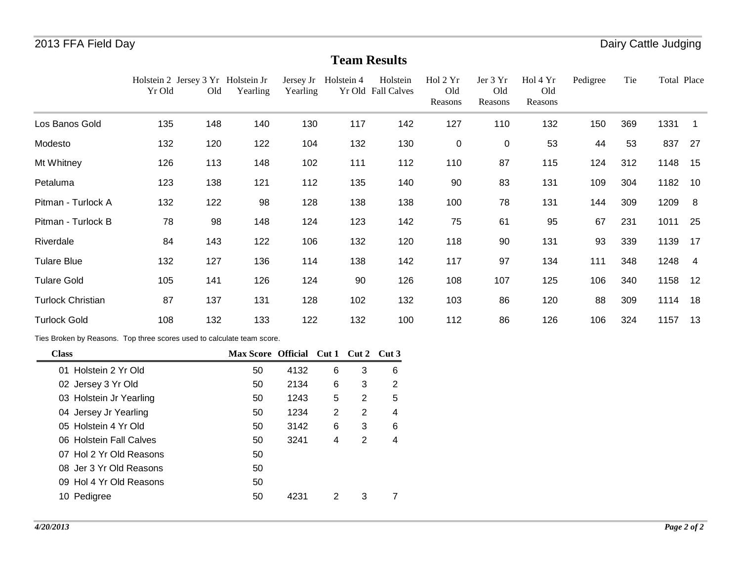## Team Results

| | Holstein 2 Yr Old | Jersey 3 Yr Old | Holstein Jr Yearling | Jersey Jr Yearling | Holstein 4 Yr Old | Holstein Fall Calves | Hol 2 Yr Old Reasons | Jer 3 Yr Old Reasons | Hol 4 Yr Old Reasons | Pedigree | Tie | Total | Place |
|---|---|---|---|---|---|---|---|---|---|---|---|---|---|
| Los Banos Gold | 135 | 148 | 140 | 130 | 117 | 142 | 127 | 110 | 132 | 150 | 369 | 1331 | 1 |
| Modesto | 132 | 120 | 122 | 104 | 132 | 130 | 0 | 0 | 53 | 44 | 53 | 837 | 27 |
| Mt Whitney | 126 | 113 | 148 | 102 | 111 | 112 | 110 | 87 | 115 | 124 | 312 | 1148 | 15 |
| Petaluma | 123 | 138 | 121 | 112 | 135 | 140 | 90 | 83 | 131 | 109 | 304 | 1182 | 10 |
| Pitman - Turlock A | 132 | 122 | 98 | 128 | 138 | 138 | 100 | 78 | 131 | 144 | 309 | 1209 | 8 |
| Pitman - Turlock B | 78 | 98 | 148 | 124 | 123 | 142 | 75 | 61 | 95 | 67 | 231 | 1011 | 25 |
| Riverdale | 84 | 143 | 122 | 106 | 132 | 120 | 118 | 90 | 131 | 93 | 339 | 1139 | 17 |
| Tulare Blue | 132 | 127 | 136 | 114 | 138 | 142 | 117 | 97 | 134 | 111 | 348 | 1248 | 4 |
| Tulare Gold | 105 | 141 | 126 | 124 | 90 | 126 | 108 | 107 | 125 | 106 | 340 | 1158 | 12 |
| Turlock Christian | 87 | 137 | 131 | 128 | 102 | 132 | 103 | 86 | 120 | 88 | 309 | 1114 | 18 |
| Turlock Gold | 108 | 132 | 133 | 122 | 132 | 100 | 112 | 86 | 126 | 106 | 324 | 1157 | 13 |

Ties Broken by Reasons. Top three scores used to calculate team score.

| Class | Max Score | Official | Cut 1 | Cut 2 | Cut 3 |
|---|---|---|---|---|---|
| 01 Holstein 2 Yr Old | 50 | 4132 | 6 | 3 | 6 |
| 02 Jersey 3 Yr Old | 50 | 2134 | 6 | 3 | 2 |
| 03 Holstein Jr Yearling | 50 | 1243 | 5 | 2 | 5 |
| 04 Jersey Jr Yearling | 50 | 1234 | 2 | 2 | 4 |
| 05 Holstein 4 Yr Old | 50 | 3142 | 6 | 3 | 6 |
| 06 Holstein Fall Calves | 50 | 3241 | 4 | 2 | 4 |
| 07 Hol 2 Yr Old Reasons | 50 | | | | |
| 08 Jer 3 Yr Old Reasons | 50 | | | | |
| 09 Hol 4 Yr Old Reasons | 50 | | | | |
| 10 Pedigree | 50 | 4231 | 2 | 3 | 7 |